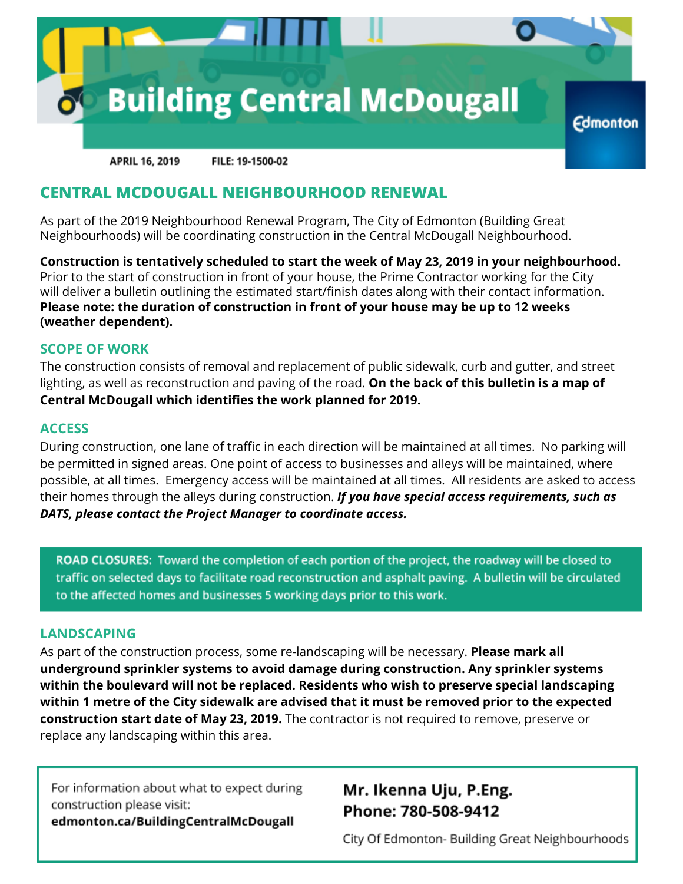# Building Central McDougall

Edmonton

**APRIL 16, 2019** **FILE: 19-1500-02**

## CENTRAL MCDOUGALL NEIGHBOURHOOD RENEWAL

As part of the 2019 Neighbourhood Renewal Program, The City of Edmonton (Building Great Neighbourhoods) will be coordinating construction in the Central McDougall Neighbourhood.

**Construction is tentatively scheduled to start the week of May 23, 2019 in your neighbourhood.** Prior to the start of construction in front of your house, the Prime Contractor working for the City will deliver a bulletin outlining the estimated start/finish dates along with their contact information. **Please note: the duration of construction in front of your house may be up to 12 weeks (weather dependent).**

### SCOPE OF WORK

The construction consists of removal and replacement of public sidewalk, curb and gutter, and street lighting, as well as reconstruction and paving of the road. **On the back of this bulletin is a map of Central McDougall which identifies the work planned for 2019.**

### ACCESS

During construction, one lane of traffic in each direction will be maintained at all times. No parking will be permitted in signed areas. One point of access to businesses and alleys will be maintained, where possible, at all times. Emergency access will be maintained at all times. All residents are asked to access their homes through the alleys during construction. ***If you have special access requirements, such as DATS, please contact the Project Manager to coordinate access.***

**ROAD CLOSURES:** Toward the completion of each portion of the project, the roadway will be closed to traffic on selected days to facilitate road reconstruction and asphalt paving. A bulletin will be circulated to the affected homes and businesses 5 working days prior to this work.

### LANDSCAPING

As part of the construction process, some re-landscaping will be necessary. **Please mark all underground sprinkler systems to avoid damage during construction. Any sprinkler systems within the boulevard will not be replaced. Residents who wish to preserve special landscaping within 1 metre of the City sidewalk are advised that it must be removed prior to the expected construction start date of May 23, 2019.** The contractor is not required to remove, preserve or replace any landscaping within this area.

For information about what to expect during construction please visit:
**edmonton.ca/BuildingCentralMcDougall**

**Mr. Ikenna Uju, P.Eng.**
**Phone: 780-508-9412**

City Of Edmonton- Building Great Neighbourhoods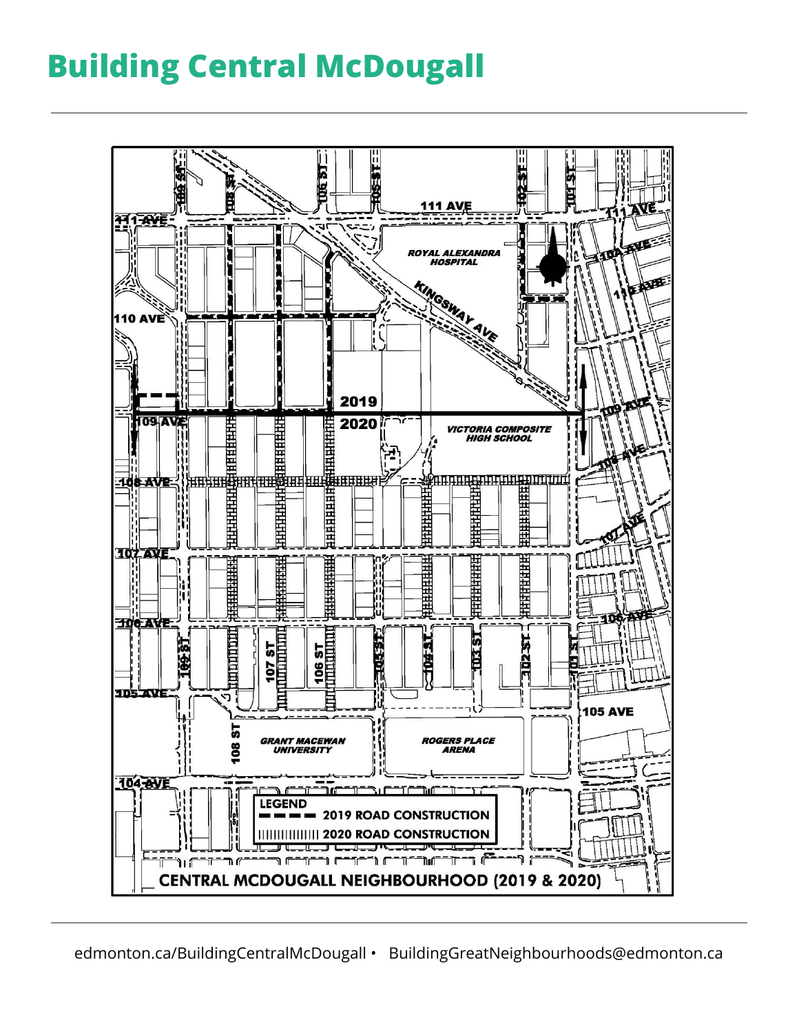# Building Central McDougall

109 ST
108 ST
106 ST
105 ST
102 ST
101 ST
111 AVE
111 AVE
111 AVE
110A AVE
110 AVE
ROYAL ALEXANDRA HOSPITAL
KINGSWAY AVE
110 AVE
2019
2020
109 AVE
109 AVE
VICTORIA COMPOSITE HIGH SCHOOL
108 AVE
108 AVE
107 AVE
107 AVE
106 AVE
106 AVE
109 ST
107 ST
106 ST
105 ST
104 ST
103 ST
102 ST
101 ST
105 AVE
105 AVE
108 ST
GRANT MACEWAN UNIVERSITY
ROGERS PLACE ARENA
104 AVE

LEGEND
2019 ROAD CONSTRUCTION
2020 ROAD CONSTRUCTION

CENTRAL MCDOUGALL NEIGHBOURHOOD (2019 & 2020)

edmonton.ca/BuildingCentralMcDougall • BuildingGreatNeighbourhoods@edmonton.ca